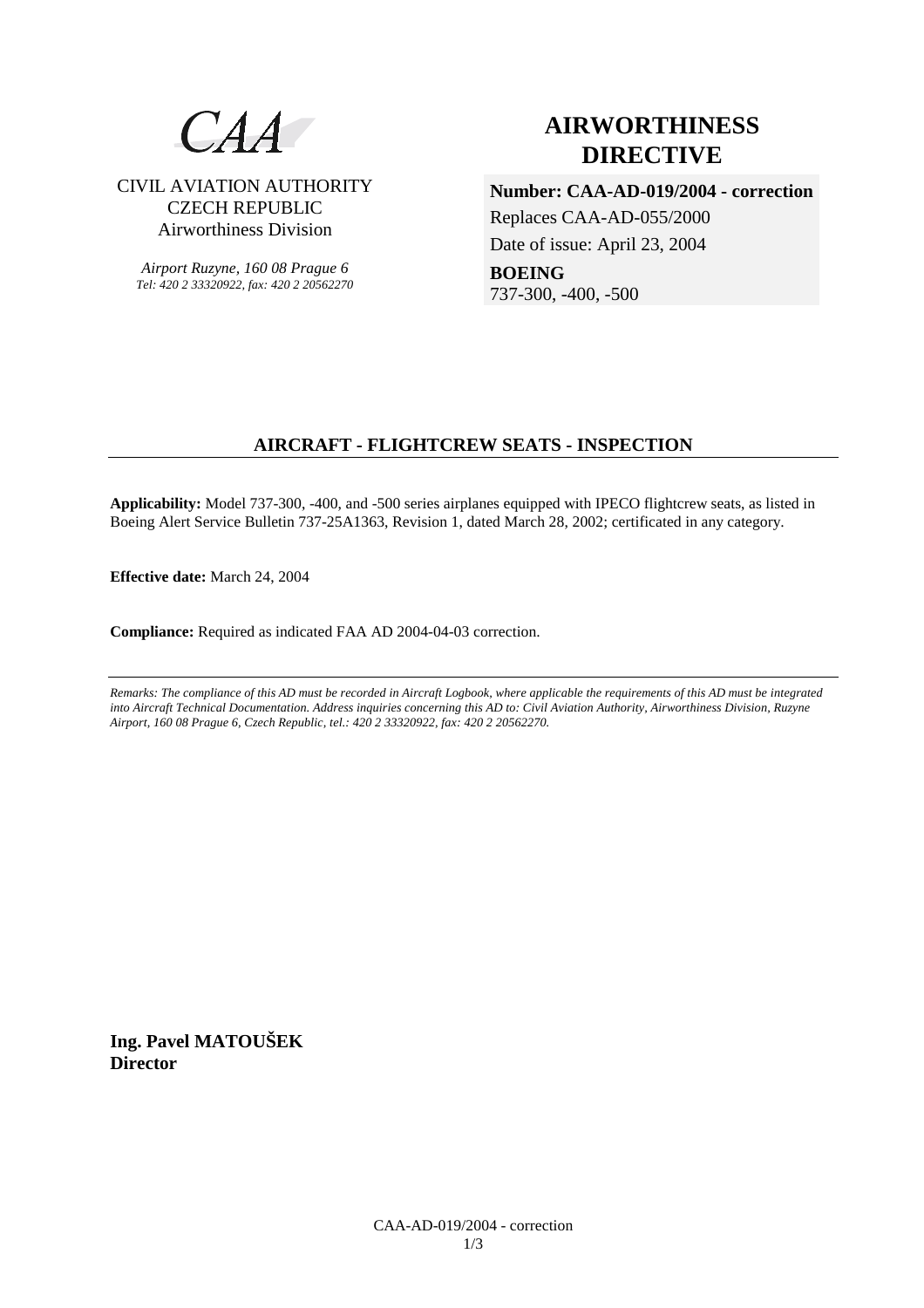CAA

CIVIL AVIATION AUTHORITY
CZECH REPUBLIC
Airworthiness Division

*Airport Ruzyne, 160 08 Prague 6*
*Tel: 420 2 33320922, fax: 420 2 20562270*

# AIRWORTHINESS DIRECTIVE

**Number: CAA-AD-019/2004 - correction**

Replaces CAA-AD-055/2000

Date of issue: April 23, 2004

**BOEING**

737-300, -400, -500

## AIRCRAFT - FLIGHTCREW SEATS - INSPECTION

**Applicability:** Model 737-300, -400, and -500 series airplanes equipped with IPECO flightcrew seats, as listed in Boeing Alert Service Bulletin 737-25A1363, Revision 1, dated March 28, 2002; certificated in any category.

**Effective date:** March 24, 2004

**Compliance:** Required as indicated FAA AD 2004-04-03 correction.

*Remarks: The compliance of this AD must be recorded in Aircraft Logbook, where applicable the requirements of this AD must be integrated into Aircraft Technical Documentation. Address inquiries concerning this AD to: Civil Aviation Authority, Airworthiness Division, Ruzyne Airport, 160 08 Prague 6, Czech Republic, tel.: 420 2 33320922, fax: 420 2 20562270.*

**Ing. Pavel MATOUŠEK**
**Director**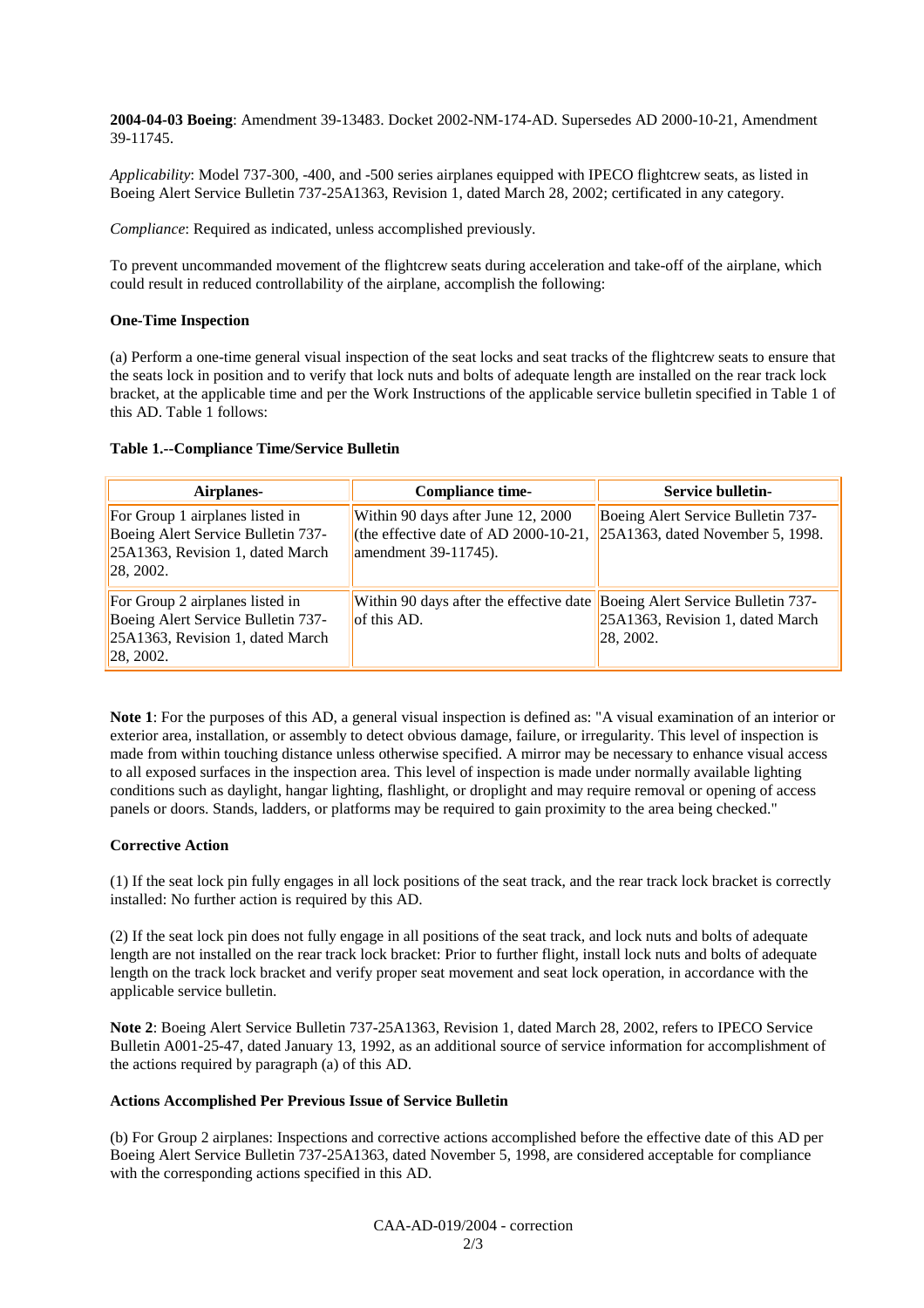**2004-04-03 Boeing**: Amendment 39-13483. Docket 2002-NM-174-AD. Supersedes AD 2000-10-21, Amendment 39-11745.

*Applicability*: Model 737-300, -400, and -500 series airplanes equipped with IPECO flightcrew seats, as listed in Boeing Alert Service Bulletin 737-25A1363, Revision 1, dated March 28, 2002; certificated in any category.

*Compliance*: Required as indicated, unless accomplished previously.

To prevent uncommanded movement of the flightcrew seats during acceleration and take-off of the airplane, which could result in reduced controllability of the airplane, accomplish the following:

**One-Time Inspection**

(a) Perform a one-time general visual inspection of the seat locks and seat tracks of the flightcrew seats to ensure that the seats lock in position and to verify that lock nuts and bolts of adequate length are installed on the rear track lock bracket, at the applicable time and per the Work Instructions of the applicable service bulletin specified in Table 1 of this AD. Table 1 follows:

**Table 1.--Compliance Time/Service Bulletin**

| Airplanes- | Compliance time- | Service bulletin- |
|---|---|---|
| For Group 1 airplanes listed in Boeing Alert Service Bulletin 737-25A1363, Revision 1, dated March 28, 2002. | Within 90 days after June 12, 2000 (the effective date of AD 2000-10-21, amendment 39-11745). | Boeing Alert Service Bulletin 737-25A1363, dated November 5, 1998. |
| For Group 2 airplanes listed in Boeing Alert Service Bulletin 737-25A1363, Revision 1, dated March 28, 2002. | Within 90 days after the effective date of this AD. | Boeing Alert Service Bulletin 737-25A1363, Revision 1, dated March 28, 2002. |

**Note 1**: For the purposes of this AD, a general visual inspection is defined as: "A visual examination of an interior or exterior area, installation, or assembly to detect obvious damage, failure, or irregularity. This level of inspection is made from within touching distance unless otherwise specified. A mirror may be necessary to enhance visual access to all exposed surfaces in the inspection area. This level of inspection is made under normally available lighting conditions such as daylight, hangar lighting, flashlight, or droplight and may require removal or opening of access panels or doors. Stands, ladders, or platforms may be required to gain proximity to the area being checked."

**Corrective Action**

(1) If the seat lock pin fully engages in all lock positions of the seat track, and the rear track lock bracket is correctly installed: No further action is required by this AD.

(2) If the seat lock pin does not fully engage in all positions of the seat track, and lock nuts and bolts of adequate length are not installed on the rear track lock bracket: Prior to further flight, install lock nuts and bolts of adequate length on the track lock bracket and verify proper seat movement and seat lock operation, in accordance with the applicable service bulletin.

**Note 2**: Boeing Alert Service Bulletin 737-25A1363, Revision 1, dated March 28, 2002, refers to IPECO Service Bulletin A001-25-47, dated January 13, 1992, as an additional source of service information for accomplishment of the actions required by paragraph (a) of this AD.

**Actions Accomplished Per Previous Issue of Service Bulletin**

(b) For Group 2 airplanes: Inspections and corrective actions accomplished before the effective date of this AD per Boeing Alert Service Bulletin 737-25A1363, dated November 5, 1998, are considered acceptable for compliance with the corresponding actions specified in this AD.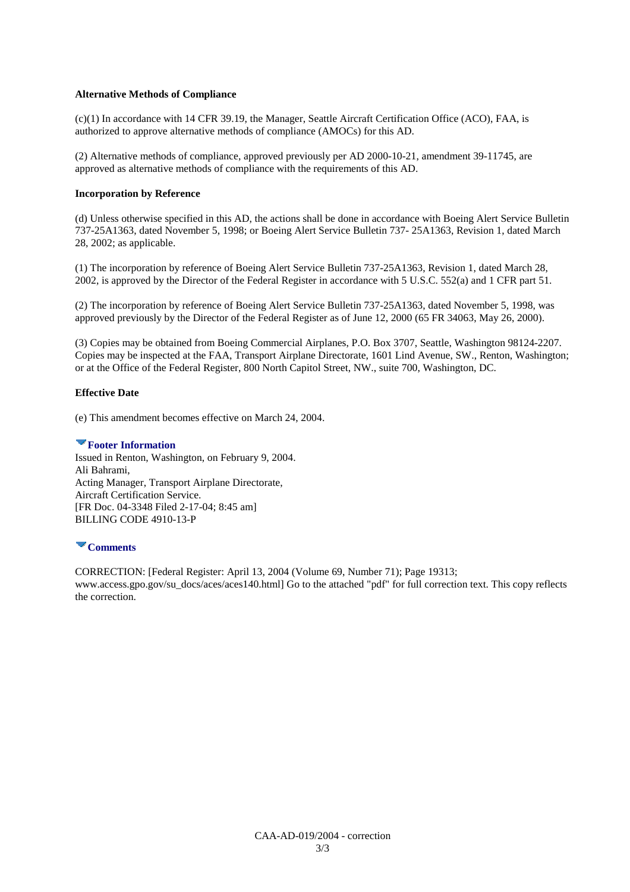**Alternative Methods of Compliance**

(c)(1) In accordance with 14 CFR 39.19, the Manager, Seattle Aircraft Certification Office (ACO), FAA, is authorized to approve alternative methods of compliance (AMOCs) for this AD.

(2) Alternative methods of compliance, approved previously per AD 2000-10-21, amendment 39-11745, are approved as alternative methods of compliance with the requirements of this AD.

**Incorporation by Reference**

(d) Unless otherwise specified in this AD, the actions shall be done in accordance with Boeing Alert Service Bulletin 737-25A1363, dated November 5, 1998; or Boeing Alert Service Bulletin 737- 25A1363, Revision 1, dated March 28, 2002; as applicable.

(1) The incorporation by reference of Boeing Alert Service Bulletin 737-25A1363, Revision 1, dated March 28, 2002, is approved by the Director of the Federal Register in accordance with 5 U.S.C. 552(a) and 1 CFR part 51.

(2) The incorporation by reference of Boeing Alert Service Bulletin 737-25A1363, dated November 5, 1998, was approved previously by the Director of the Federal Register as of June 12, 2000 (65 FR 34063, May 26, 2000).

(3) Copies may be obtained from Boeing Commercial Airplanes, P.O. Box 3707, Seattle, Washington 98124-2207. Copies may be inspected at the FAA, Transport Airplane Directorate, 1601 Lind Avenue, SW., Renton, Washington; or at the Office of the Federal Register, 800 North Capitol Street, NW., suite 700, Washington, DC.

**Effective Date**

(e) This amendment becomes effective on March 24, 2004.

**Footer Information**

Issued in Renton, Washington, on February 9, 2004.
Ali Bahrami,
Acting Manager, Transport Airplane Directorate,
Aircraft Certification Service.
[FR Doc. 04-3348 Filed 2-17-04; 8:45 am]
BILLING CODE 4910-13-P

**Comments**

CORRECTION: [Federal Register: April 13, 2004 (Volume 69, Number 71); Page 19313; www.access.gpo.gov/su_docs/aces/aces140.html] Go to the attached "pdf" for full correction text. This copy reflects the correction.